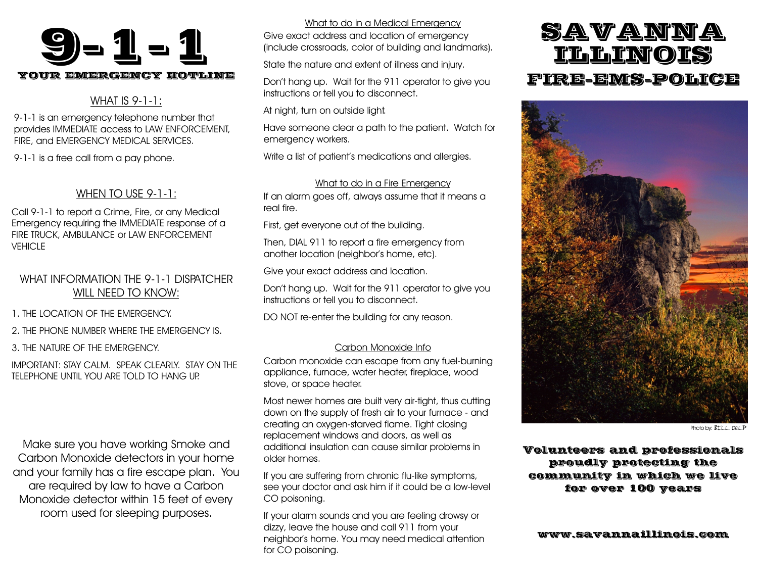# 9-1-1

**YOUR EMERGENCY HOTLINE**

## WHAT IS 9-1-1:

9-1-1 is an emergency telephone number that provides IMMEDIATE access to LAW ENFORCEMENT, FIRE, and EMERGENCY MEDICAL SERVICES.

9-1-1 is a free call from a pay phone.

## WHEN TO USE 9-1-1:

Call 9-1-1 to report a Crime, Fire, or any Medical Emergency requiring the IMMEDIATE response of a FIRE TRUCK, AMBULANCE or LAW ENFORCEMENT VEHICLE

## WHAT INFORMATION THE 9-1-1 DISPATCHER WILL NEED TO KNOW:

1. THE LOCATION OF THE EMERGENCY.
2. THE PHONE NUMBER WHERE THE EMERGENCY IS.
3. THE NATURE OF THE EMERGENCY.

IMPORTANT: STAY CALM. SPEAK CLEARLY. STAY ON THE TELEPHONE UNTIL YOU ARE TOLD TO HANG UP.

Make sure you have working Smoke and Carbon Monoxide detectors in your home and your family has a fire escape plan. You are required by law to have a Carbon Monoxide detector within 15 feet of every room used for sleeping purposes.

### What to do in a Medical Emergency

Give exact address and location of emergency (include crossroads, color of building and landmarks).

State the nature and extent of illness and injury.

Don't hang up. Wait for the 911 operator to give you instructions or tell you to disconnect.

At night, turn on outside light.

Have someone clear a path to the patient. Watch for emergency workers.

Write a list of patient's medications and allergies.

### What to do in a Fire Emergency

If an alarm goes off, always assume that it means a real fire.

First, get everyone out of the building.

Then, DIAL 911 to report a fire emergency from another location (neighbor's home, etc).

Give your exact address and location.

Don't hang up. Wait for the 911 operator to give you instructions or tell you to disconnect.

DO NOT re-enter the building for any reason.

### Carbon Monoxide Info

Carbon monoxide can escape from any fuel-burning appliance, furnace, water heater, fireplace, wood stove, or space heater.

Most newer homes are built very air-tight, thus cutting down on the supply of fresh air to your furnace - and creating an oxygen-starved flame. Tight closing replacement windows and doors, as well as additional insulation can cause similar problems in older homes.

If you are suffering from chronic flu-like symptoms, see your doctor and ask him if it could be a low-level CO poisoning.

If your alarm sounds and you are feeling drowsy or dizzy, leave the house and call 911 from your neighbor's home. You may need medical attention for CO poisoning.

# SAVANNA ILLINOIS

## FIRE-EMS-POLICE

Photo by: BILL DELP

**Volunteers and professionals proudly protecting the community in which we live for over 100 years**

**www.savannaillinois.com**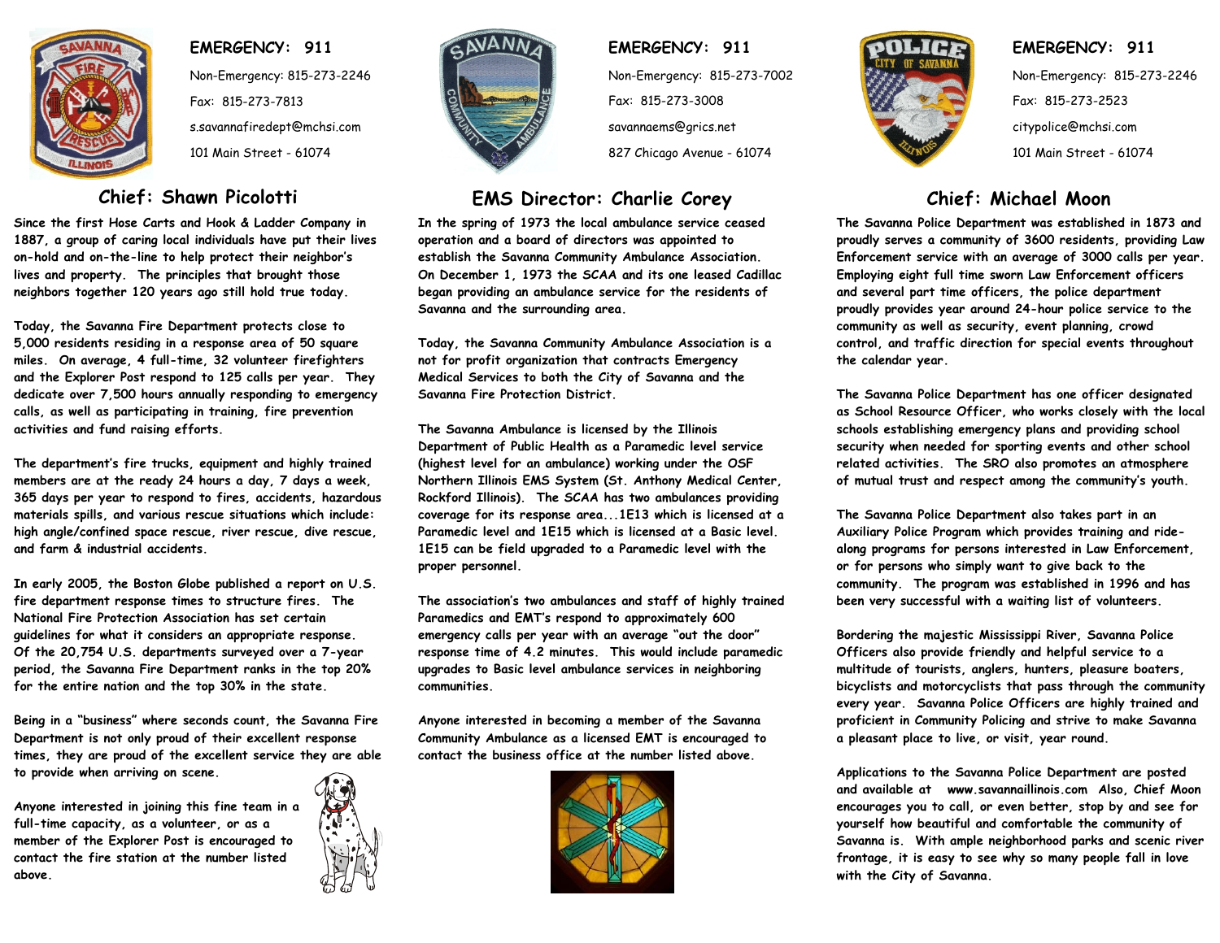**EMERGENCY: 911**

Non-Emergency: 815-273-2246

Fax: 815-273-7813

s.savannafiredept@mchsi.com

101 Main Street - 61074

## Chief: Shawn Picolotti

Since the first Hose Carts and Hook & Ladder Company in 1887, a group of caring local individuals have put their lives on-hold and on-the-line to help protect their neighbor's lives and property. The principles that brought those neighbors together 120 years ago still hold true today.

Today, the Savanna Fire Department protects close to 5,000 residents residing in a response area of 50 square miles. On average, 4 full-time, 32 volunteer firefighters and the Explorer Post respond to 125 calls per year. They dedicate over 7,500 hours annually responding to emergency calls, as well as participating in training, fire prevention activities and fund raising efforts.

The department's fire trucks, equipment and highly trained members are at the ready 24 hours a day, 7 days a week, 365 days per year to respond to fires, accidents, hazardous materials spills, and various rescue situations which include: high angle/confined space rescue, river rescue, dive rescue, and farm & industrial accidents.

In early 2005, the Boston Globe published a report on U.S. fire department response times to structure fires. The National Fire Protection Association has set certain guidelines for what it considers an appropriate response. Of the 20,754 U.S. departments surveyed over a 7-year period, the Savanna Fire Department ranks in the top 20% for the entire nation and the top 30% in the state.

Being in a "business" where seconds count, the Savanna Fire Department is not only proud of their excellent response times, they are proud of the excellent service they are able to provide when arriving on scene.

Anyone interested in joining this fine team in a full-time capacity, as a volunteer, or as a member of the Explorer Post is encouraged to contact the fire station at the number listed above.

**EMERGENCY: 911**

Non-Emergency: 815-273-7002

Fax: 815-273-3008

savannaems@grics.net

827 Chicago Avenue - 61074

## EMS Director: Charlie Corey

In the spring of 1973 the local ambulance service ceased operation and a board of directors was appointed to establish the Savanna Community Ambulance Association. On December 1, 1973 the SCAA and its one leased Cadillac began providing an ambulance service for the residents of Savanna and the surrounding area.

Today, the Savanna Community Ambulance Association is a not for profit organization that contracts Emergency Medical Services to both the City of Savanna and the Savanna Fire Protection District.

The Savanna Ambulance is licensed by the Illinois Department of Public Health as a Paramedic level service (highest level for an ambulance) working under the OSF Northern Illinois EMS System (St. Anthony Medical Center, Rockford Illinois). The SCAA has two ambulances providing coverage for its response area...1E13 which is licensed at a Paramedic level and 1E15 which is licensed at a Basic level. 1E15 can be field upgraded to a Paramedic level with the proper personnel.

The association's two ambulances and staff of highly trained Paramedics and EMT's respond to approximately 600 emergency calls per year with an average "out the door" response time of 4.2 minutes. This would include paramedic upgrades to Basic level ambulance services in neighboring communities.

Anyone interested in becoming a member of the Savanna Community Ambulance as a licensed EMT is encouraged to contact the business office at the number listed above.

**EMERGENCY: 911**

Non-Emergency: 815-273-2246

Fax: 815-273-2523

citypolice@mchsi.com

101 Main Street - 61074

## Chief: Michael Moon

The Savanna Police Department was established in 1873 and proudly serves a community of 3600 residents, providing Law Enforcement service with an average of 3000 calls per year. Employing eight full time sworn Law Enforcement officers and several part time officers, the police department proudly provides year around 24-hour police service to the community as well as security, event planning, crowd control, and traffic direction for special events throughout the calendar year.

The Savanna Police Department has one officer designated as School Resource Officer, who works closely with the local schools establishing emergency plans and providing school security when needed for sporting events and other school related activities. The SRO also promotes an atmosphere of mutual trust and respect among the community's youth.

The Savanna Police Department also takes part in an Auxiliary Police Program which provides training and ride-along programs for persons interested in Law Enforcement, or for persons who simply want to give back to the community. The program was established in 1996 and has been very successful with a waiting list of volunteers.

Bordering the majestic Mississippi River, Savanna Police Officers also provide friendly and helpful service to a multitude of tourists, anglers, hunters, pleasure boaters, bicyclists and motorcyclists that pass through the community every year. Savanna Police Officers are highly trained and proficient in Community Policing and strive to make Savanna a pleasant place to live, or visit, year round.

Applications to the Savanna Police Department are posted and available at www.savannaillinois.com Also, Chief Moon encourages you to call, or even better, stop by and see for yourself how beautiful and comfortable the community of Savanna is. With ample neighborhood parks and scenic river frontage, it is easy to see why so many people fall in love with the City of Savanna.